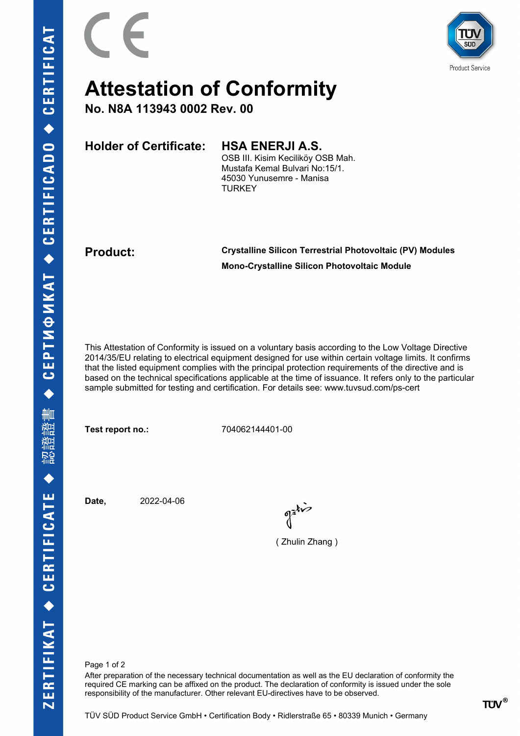# Attestation of Conformity

**No. N8A 113943 0002 Rev. 00**

**Holder of Certificate:** **HSA ENERJI A.S.**
OSB III. Kisim Keciliköy OSB Mah.
Mustafa Kemal Bulvari No:15/1.
45030 Yunusemre - Manisa
TURKEY

**Product:** **Crystalline Silicon Terrestrial Photovoltaic (PV) Modules**
**Mono-Crystalline Silicon Photovoltaic Module**

This Attestation of Conformity is issued on a voluntary basis according to the Low Voltage Directive 2014/35/EU relating to electrical equipment designed for use within certain voltage limits. It confirms that the listed equipment complies with the principal protection requirements of the directive and is based on the technical specifications applicable at the time of issuance. It refers only to the particular sample submitted for testing and certification. For details see: www.tuvsud.com/ps-cert

**Test report no.:** 704062144401-00

**Date,** 2022-04-06

( Zhulin Zhang )

After preparation of the necessary technical documentation as well as the EU declaration of conformity the required CE marking can be affixed on the product. The declaration of conformity is issued under the sole responsibility of the manufacturer. Other relevant EU-directives have to be observed.

TÜV SÜD Product Service GmbH • Certification Body • Ridlerstraße 65 • 80339 Munich • Germany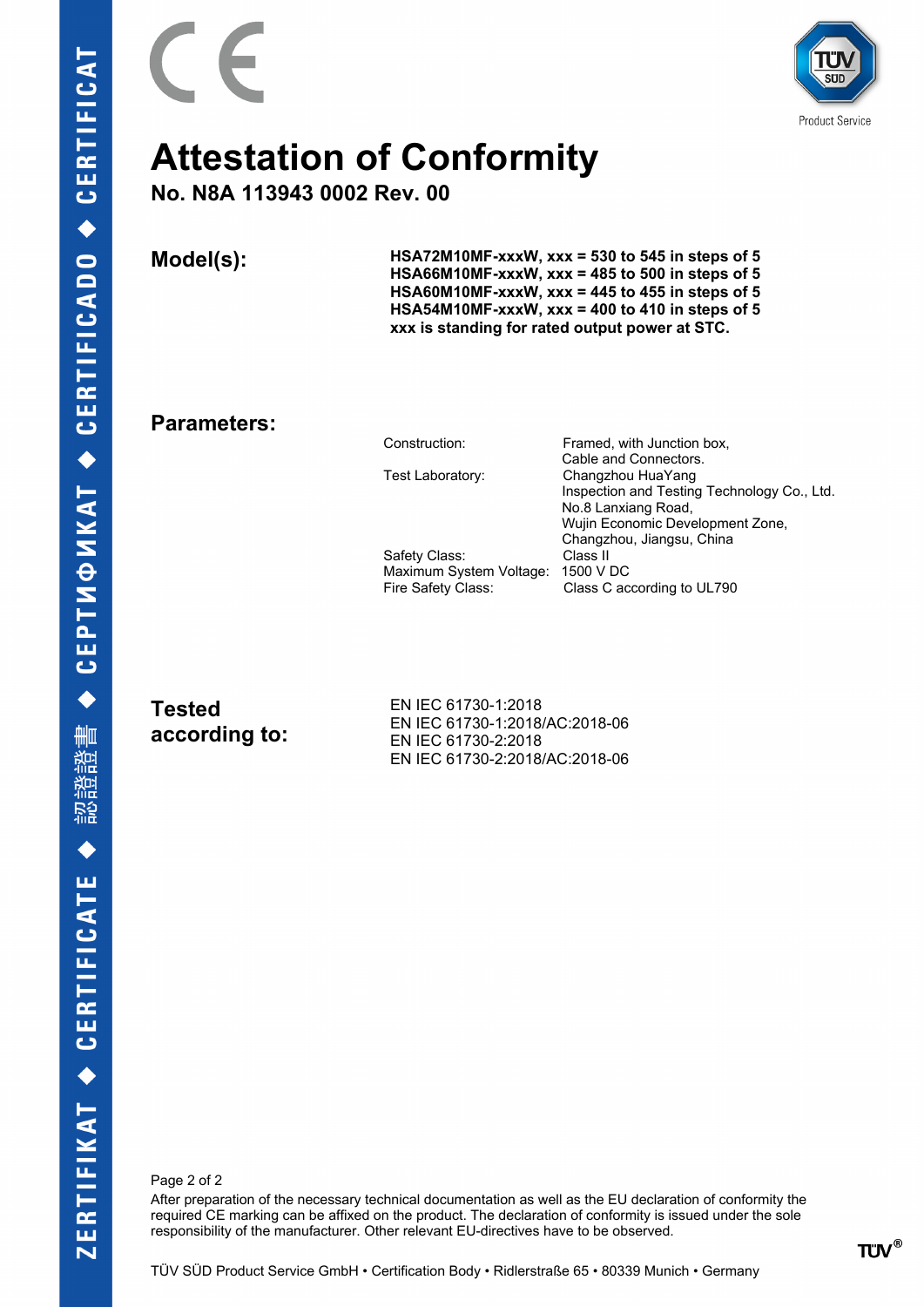# Attestation of Conformity

**No. N8A 113943 0002 Rev. 00**

## Model(s):

**HSA72M10MF-xxxW, xxx = 530 to 545 in steps of 5**
**HSA66M10MF-xxxW, xxx = 485 to 500 in steps of 5**
**HSA60M10MF-xxxW, xxx = 445 to 455 in steps of 5**
**HSA54M10MF-xxxW, xxx = 400 to 410 in steps of 5**
**xxx is standing for rated output power at STC.**

## Parameters:

| | |
|---|---|
| Construction: | Framed, with Junction box, Cable and Connectors. |
| Test Laboratory: | Changzhou HuaYang Inspection and Testing Technology Co., Ltd. No.8 Lanxiang Road, Wujin Economic Development Zone, Changzhou, Jiangsu, China |
| Safety Class: | Class II |
| Maximum System Voltage: | 1500 V DC |
| Fire Safety Class: | Class C according to UL790 |

## Tested according to:

EN IEC 61730-1:2018
EN IEC 61730-1:2018/AC:2018-06
EN IEC 61730-2:2018
EN IEC 61730-2:2018/AC:2018-06

After preparation of the necessary technical documentation as well as the EU declaration of conformity the required CE marking can be affixed on the product. The declaration of conformity is issued under the sole responsibility of the manufacturer. Other relevant EU-directives have to be observed.

TÜV SÜD Product Service GmbH • Certification Body • Ridlerstraße 65 • 80339 Munich • Germany